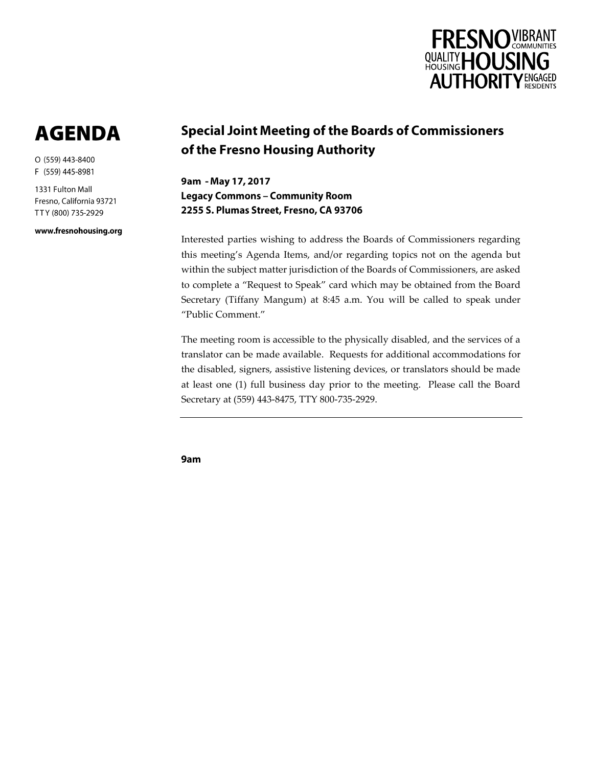FRESNO HOUSING AUTHORITY
VIBRANT COMMUNITIES · QUALITY HOUSING · ENGAGED RESIDENTS

# AGENDA

O (559) 443-8400
F (559) 445-8981

1331 Fulton Mall
Fresno, California 93721
TTY (800) 735-2929

**www.fresnohousing.org**

## Special Joint Meeting of the Boards of Commissioners of the Fresno Housing Authority

**9am - May 17, 2017**
**Legacy Commons – Community Room**
**2255 S. Plumas Street, Fresno, CA 93706**

Interested parties wishing to address the Boards of Commissioners regarding this meeting's Agenda Items, and/or regarding topics not on the agenda but within the subject matter jurisdiction of the Boards of Commissioners, are asked to complete a "Request to Speak" card which may be obtained from the Board Secretary (Tiffany Mangum) at 8:45 a.m. You will be called to speak under "Public Comment."

The meeting room is accessible to the physically disabled, and the services of a translator can be made available. Requests for additional accommodations for the disabled, signers, assistive listening devices, or translators should be made at least one (1) full business day prior to the meeting. Please call the Board Secretary at (559) 443-8475, TTY 800-735-2929.

---

**9am**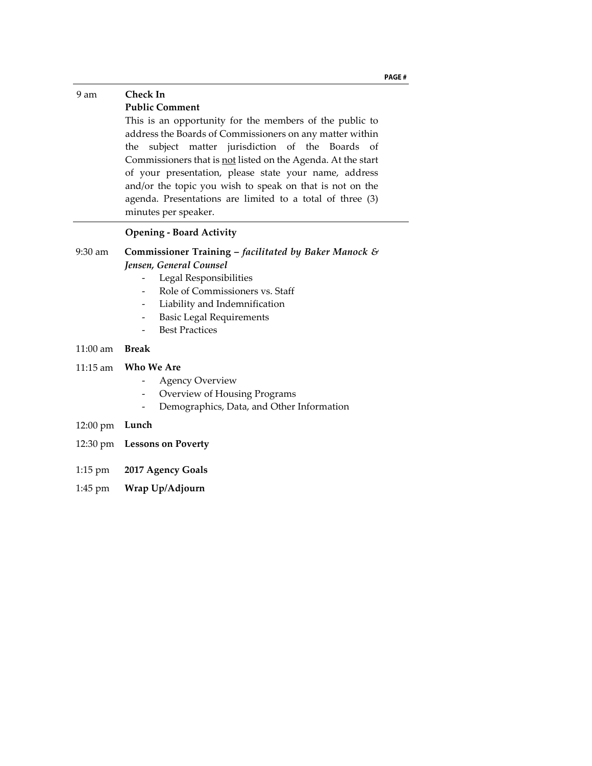| | |
|---|---|
| 9 am | **Check In** |
| | **Public Comment** |
| | This is an opportunity for the members of the public to address the Boards of Commissioners on any matter within the subject matter jurisdiction of the Boards of Commissioners that is <u>not</u> listed on the Agenda. At the start of your presentation, please state your name, address and/or the topic you wish to speak on that is not on the agenda. Presentations are limited to a total of three (3) minutes per speaker. |
| | **Opening - Board Activity** |
| 9:30 am | **Commissioner Training –** ***facilitated by Baker Manock & Jensen, General Counsel*** |
| | - Legal Responsibilities<br>- Role of Commissioners vs. Staff<br>- Liability and Indemnification<br>- Basic Legal Requirements<br>- Best Practices |
| 11:00 am | **Break** |
| 11:15 am | **Who We Are** |
| | - Agency Overview<br>- Overview of Housing Programs<br>- Demographics, Data, and Other Information |
| 12:00 pm | **Lunch** |
| 12:30 pm | **Lessons on Poverty** |
| 1:15 pm | **2017 Agency Goals** |
| 1:45 pm | **Wrap Up/Adjourn** |